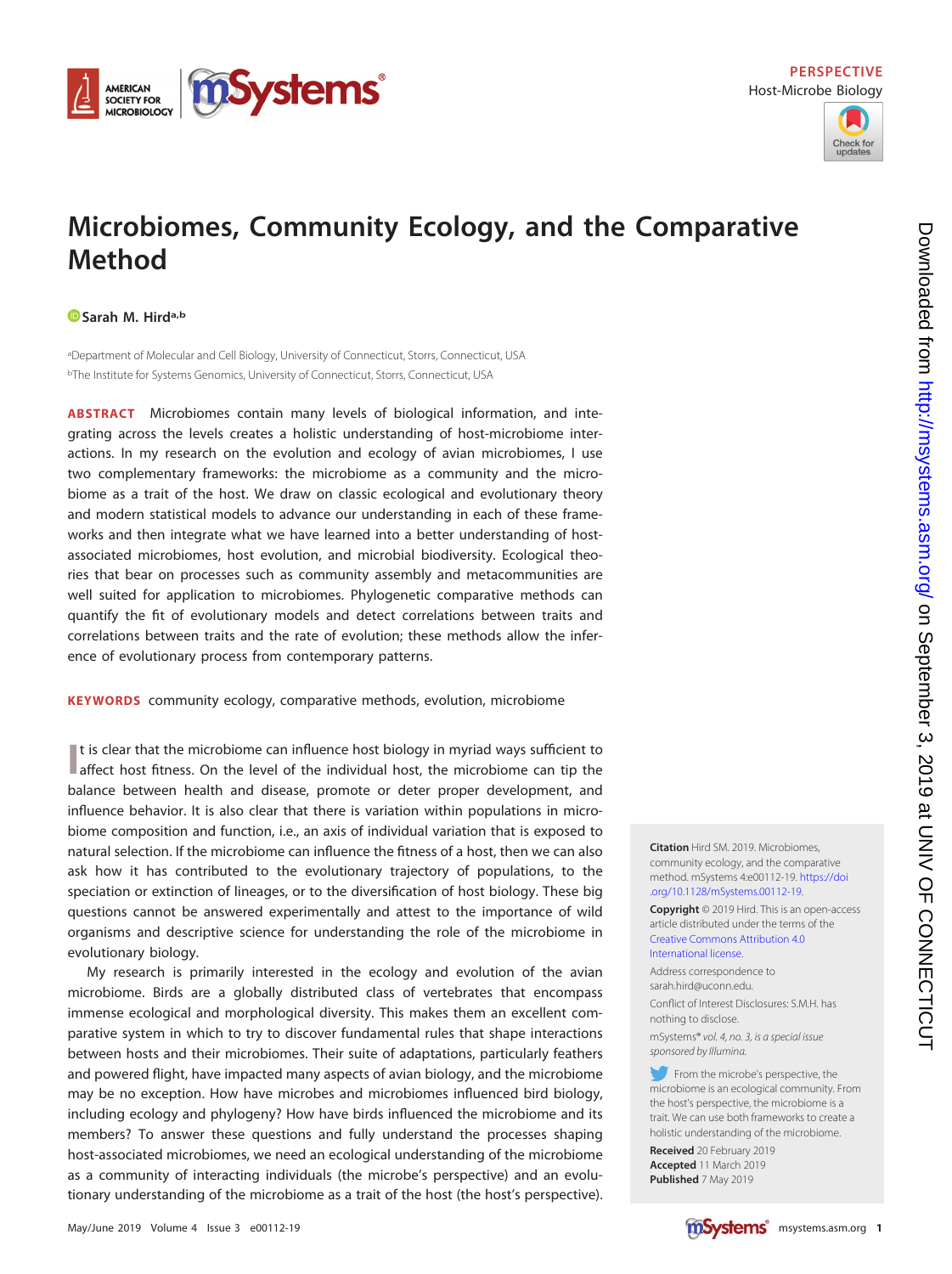PERSPECTIVE
Host-Microbe Biology

# Microbiomes, Community Ecology, and the Comparative Method

Sarah M. Hird[a,b]

[a]Department of Molecular and Cell Biology, University of Connecticut, Storrs, Connecticut, USA
[b]The Institute for Systems Genomics, University of Connecticut, Storrs, Connecticut, USA

**ABSTRACT** Microbiomes contain many levels of biological information, and integrating across the levels creates a holistic understanding of host-microbiome interactions. In my research on the evolution and ecology of avian microbiomes, I use two complementary frameworks: the microbiome as a community and the microbiome as a trait of the host. We draw on classic ecological and evolutionary theory and modern statistical models to advance our understanding in each of these frameworks and then integrate what we have learned into a better understanding of host-associated microbiomes, host evolution, and microbial biodiversity. Ecological theories that bear on processes such as community assembly and metacommunities are well suited for application to microbiomes. Phylogenetic comparative methods can quantify the fit of evolutionary models and detect correlations between traits and correlations between traits and the rate of evolution; these methods allow the inference of evolutionary process from contemporary patterns.

**KEYWORDS** community ecology, comparative methods, evolution, microbiome

It is clear that the microbiome can influence host biology in myriad ways sufficient to affect host fitness. On the level of the individual host, the microbiome can tip the balance between health and disease, promote or deter proper development, and influence behavior. It is also clear that there is variation within populations in microbiome composition and function, i.e., an axis of individual variation that is exposed to natural selection. If the microbiome can influence the fitness of a host, then we can also ask how it has contributed to the evolutionary trajectory of populations, to the speciation or extinction of lineages, or to the diversification of host biology. These big questions cannot be answered experimentally and attest to the importance of wild organisms and descriptive science for understanding the role of the microbiome in evolutionary biology.

My research is primarily interested in the ecology and evolution of the avian microbiome. Birds are a globally distributed class of vertebrates that encompass immense ecological and morphological diversity. This makes them an excellent comparative system in which to try to discover fundamental rules that shape interactions between hosts and their microbiomes. Their suite of adaptations, particularly feathers and powered flight, have impacted many aspects of avian biology, and the microbiome may be no exception. How have microbes and microbiomes influenced bird biology, including ecology and phylogeny? How have birds influenced the microbiome and its members? To answer these questions and fully understand the processes shaping host-associated microbiomes, we need an ecological understanding of the microbiome as a community of interacting individuals (the microbe's perspective) and an evolutionary understanding of the microbiome as a trait of the host (the host's perspective).

**Citation** Hird SM. 2019. Microbiomes, community ecology, and the comparative method. mSystems 4:e00112-19. https://doi.org/10.1128/mSystems.00112-19.

**Copyright** © 2019 Hird. This is an open-access article distributed under the terms of the Creative Commons Attribution 4.0 International license.

Address correspondence to sarah.hird@uconn.edu.

Conflict of Interest Disclosures: S.M.H. has nothing to disclose.

*mSystems® vol. 4, no. 3, is a special issue sponsored by Illumina.*

From the microbe's perspective, the microbiome is an ecological community. From the host's perspective, the microbiome is a trait. We can use both frameworks to create a holistic understanding of the microbiome.

**Received** 20 February 2019
**Accepted** 11 March 2019
**Published** 7 May 2019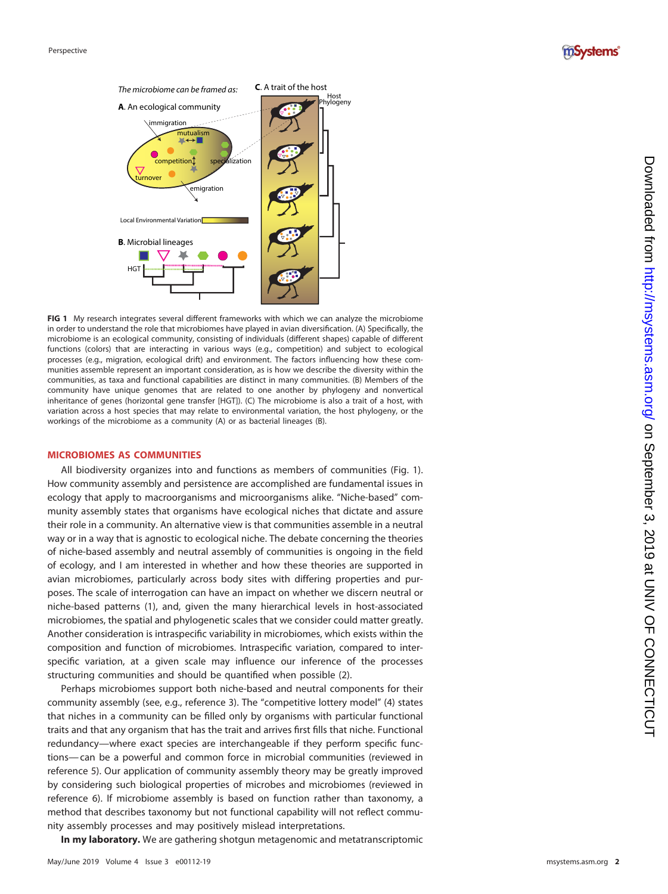**FIG 1** My research integrates several different frameworks with which we can analyze the microbiome in order to understand the role that microbiomes have played in avian diversification. (A) Specifically, the microbiome is an ecological community, consisting of individuals (different shapes) capable of different functions (colors) that are interacting in various ways (e.g., competition) and subject to ecological processes (e.g., migration, ecological drift) and environment. The factors influencing how these communities assemble represent an important consideration, as is how we describe the diversity within the communities, as taxa and functional capabilities are distinct in many communities. (B) Members of the community have unique genomes that are related to one another by phylogeny and nonvertical inheritance of genes (horizontal gene transfer [HGT]). (C) The microbiome is also a trait of a host, with variation across a host species that may relate to environmental variation, the host phylogeny, or the workings of the microbiome as a community (A) or as bacterial lineages (B).

## MICROBIOMES AS COMMUNITIES

All biodiversity organizes into and functions as members of communities (Fig. 1). How community assembly and persistence are accomplished are fundamental issues in ecology that apply to macroorganisms and microorganisms alike. "Niche-based" community assembly states that organisms have ecological niches that dictate and assure their role in a community. An alternative view is that communities assemble in a neutral way or in a way that is agnostic to ecological niche. The debate concerning the theories of niche-based assembly and neutral assembly of communities is ongoing in the field of ecology, and I am interested in whether and how these theories are supported in avian microbiomes, particularly across body sites with differing properties and purposes. The scale of interrogation can have an impact on whether we discern neutral or niche-based patterns (1), and, given the many hierarchical levels in host-associated microbiomes, the spatial and phylogenetic scales that we consider could matter greatly. Another consideration is intraspecific variability in microbiomes, which exists within the composition and function of microbiomes. Intraspecific variation, compared to interspecific variation, at a given scale may influence our inference of the processes structuring communities and should be quantified when possible (2).

Perhaps microbiomes support both niche-based and neutral components for their community assembly (see, e.g., reference 3). The "competitive lottery model" (4) states that niches in a community can be filled only by organisms with particular functional traits and that any organism that has the trait and arrives first fills that niche. Functional redundancy—where exact species are interchangeable if they perform specific functions—can be a powerful and common force in microbial communities (reviewed in reference 5). Our application of community assembly theory may be greatly improved by considering such biological properties of microbes and microbiomes (reviewed in reference 6). If microbiome assembly is based on function rather than taxonomy, a method that describes taxonomy but not functional capability will not reflect community assembly processes and may positively mislead interpretations.

**In my laboratory.** We are gathering shotgun metagenomic and metatranscriptomic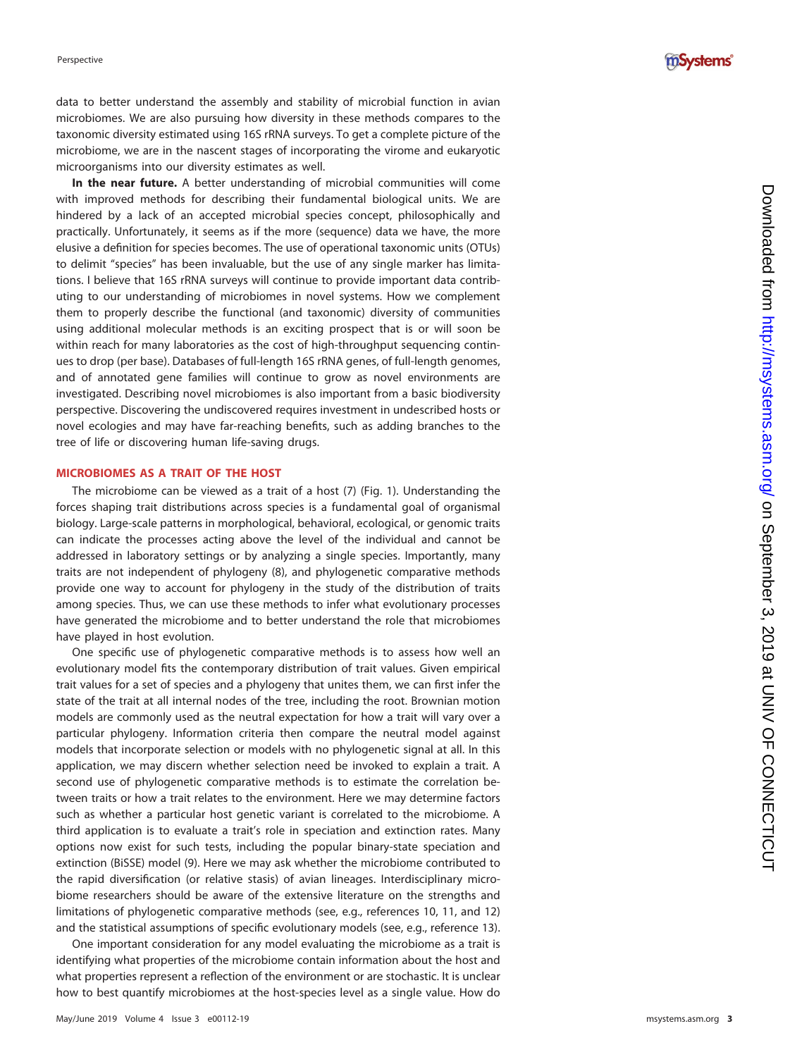data to better understand the assembly and stability of microbial function in avian microbiomes. We are also pursuing how diversity in these methods compares to the taxonomic diversity estimated using 16S rRNA surveys. To get a complete picture of the microbiome, we are in the nascent stages of incorporating the virome and eukaryotic microorganisms into our diversity estimates as well.

**In the near future.** A better understanding of microbial communities will come with improved methods for describing their fundamental biological units. We are hindered by a lack of an accepted microbial species concept, philosophically and practically. Unfortunately, it seems as if the more (sequence) data we have, the more elusive a definition for species becomes. The use of operational taxonomic units (OTUs) to delimit "species" has been invaluable, but the use of any single marker has limitations. I believe that 16S rRNA surveys will continue to provide important data contributing to our understanding of microbiomes in novel systems. How we complement them to properly describe the functional (and taxonomic) diversity of communities using additional molecular methods is an exciting prospect that is or will soon be within reach for many laboratories as the cost of high-throughput sequencing continues to drop (per base). Databases of full-length 16S rRNA genes, of full-length genomes, and of annotated gene families will continue to grow as novel environments are investigated. Describing novel microbiomes is also important from a basic biodiversity perspective. Discovering the undiscovered requires investment in undescribed hosts or novel ecologies and may have far-reaching benefits, such as adding branches to the tree of life or discovering human life-saving drugs.

## MICROBIOMES AS A TRAIT OF THE HOST

The microbiome can be viewed as a trait of a host (7) (Fig. 1). Understanding the forces shaping trait distributions across species is a fundamental goal of organismal biology. Large-scale patterns in morphological, behavioral, ecological, or genomic traits can indicate the processes acting above the level of the individual and cannot be addressed in laboratory settings or by analyzing a single species. Importantly, many traits are not independent of phylogeny (8), and phylogenetic comparative methods provide one way to account for phylogeny in the study of the distribution of traits among species. Thus, we can use these methods to infer what evolutionary processes have generated the microbiome and to better understand the role that microbiomes have played in host evolution.

One specific use of phylogenetic comparative methods is to assess how well an evolutionary model fits the contemporary distribution of trait values. Given empirical trait values for a set of species and a phylogeny that unites them, we can first infer the state of the trait at all internal nodes of the tree, including the root. Brownian motion models are commonly used as the neutral expectation for how a trait will vary over a particular phylogeny. Information criteria then compare the neutral model against models that incorporate selection or models with no phylogenetic signal at all. In this application, we may discern whether selection need be invoked to explain a trait. A second use of phylogenetic comparative methods is to estimate the correlation between traits or how a trait relates to the environment. Here we may determine factors such as whether a particular host genetic variant is correlated to the microbiome. A third application is to evaluate a trait's role in speciation and extinction rates. Many options now exist for such tests, including the popular binary-state speciation and extinction (BiSSE) model (9). Here we may ask whether the microbiome contributed to the rapid diversification (or relative stasis) of avian lineages. Interdisciplinary microbiome researchers should be aware of the extensive literature on the strengths and limitations of phylogenetic comparative methods (see, e.g., references 10, 11, and 12) and the statistical assumptions of specific evolutionary models (see, e.g., reference 13).

One important consideration for any model evaluating the microbiome as a trait is identifying what properties of the microbiome contain information about the host and what properties represent a reflection of the environment or are stochastic. It is unclear how to best quantify microbiomes at the host-species level as a single value. How do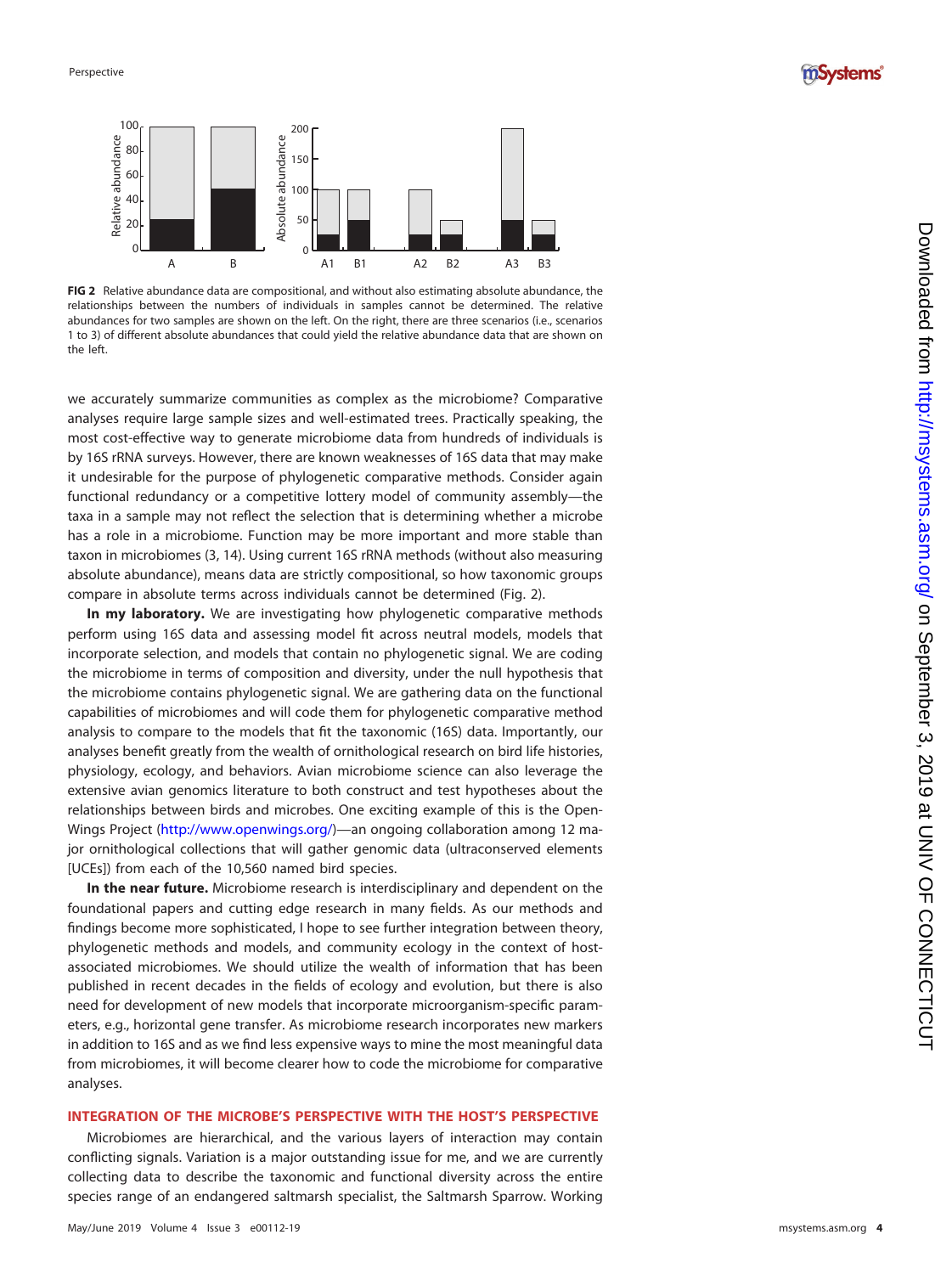FIG 2 Relative abundance data are compositional, and without also estimating absolute abundance, the relationships between the numbers of individuals in samples cannot be determined. The relative abundances for two samples are shown on the left. On the right, there are three scenarios (i.e., scenarios 1 to 3) of different absolute abundances that could yield the relative abundance data that are shown on the left.

we accurately summarize communities as complex as the microbiome? Comparative analyses require large sample sizes and well-estimated trees. Practically speaking, the most cost-effective way to generate microbiome data from hundreds of individuals is by 16S rRNA surveys. However, there are known weaknesses of 16S data that may make it undesirable for the purpose of phylogenetic comparative methods. Consider again functional redundancy or a competitive lottery model of community assembly—the taxa in a sample may not reflect the selection that is determining whether a microbe has a role in a microbiome. Function may be more important and more stable than taxon in microbiomes (3, 14). Using current 16S rRNA methods (without also measuring absolute abundance), means data are strictly compositional, so how taxonomic groups compare in absolute terms across individuals cannot be determined (Fig. 2).

**In my laboratory.** We are investigating how phylogenetic comparative methods perform using 16S data and assessing model fit across neutral models, models that incorporate selection, and models that contain no phylogenetic signal. We are coding the microbiome in terms of composition and diversity, under the null hypothesis that the microbiome contains phylogenetic signal. We are gathering data on the functional capabilities of microbiomes and will code them for phylogenetic comparative method analysis to compare to the models that fit the taxonomic (16S) data. Importantly, our analyses benefit greatly from the wealth of ornithological research on bird life histories, physiology, ecology, and behaviors. Avian microbiome science can also leverage the extensive avian genomics literature to both construct and test hypotheses about the relationships between birds and microbes. One exciting example of this is the OpenWings Project (http://www.openwings.org/)—an ongoing collaboration among 12 major ornithological collections that will gather genomic data (ultraconserved elements [UCEs]) from each of the 10,560 named bird species.

**In the near future.** Microbiome research is interdisciplinary and dependent on the foundational papers and cutting edge research in many fields. As our methods and findings become more sophisticated, I hope to see further integration between theory, phylogenetic methods and models, and community ecology in the context of host-associated microbiomes. We should utilize the wealth of information that has been published in recent decades in the fields of ecology and evolution, but there is also need for development of new models that incorporate microorganism-specific parameters, e.g., horizontal gene transfer. As microbiome research incorporates new markers in addition to 16S and as we find less expensive ways to mine the most meaningful data from microbiomes, it will become clearer how to code the microbiome for comparative analyses.

## INTEGRATION OF THE MICROBE'S PERSPECTIVE WITH THE HOST'S PERSPECTIVE

Microbiomes are hierarchical, and the various layers of interaction may contain conflicting signals. Variation is a major outstanding issue for me, and we are currently collecting data to describe the taxonomic and functional diversity across the entire species range of an endangered saltmarsh specialist, the Saltmarsh Sparrow. Working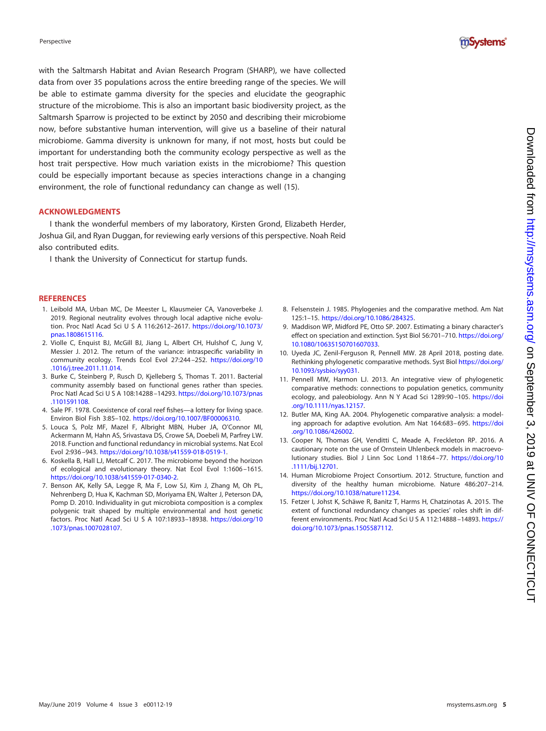with the Saltmarsh Habitat and Avian Research Program (SHARP), we have collected data from over 35 populations across the entire breeding range of the species. We will be able to estimate gamma diversity for the species and elucidate the geographic structure of the microbiome. This is also an important basic biodiversity project, as the Saltmarsh Sparrow is projected to be extinct by 2050 and describing their microbiome now, before substantive human intervention, will give us a baseline of their natural microbiome. Gamma diversity is unknown for many, if not most, hosts but could be important for understanding both the community ecology perspective as well as the host trait perspective. How much variation exists in the microbiome? This question could be especially important because as species interactions change in a changing environment, the role of functional redundancy can change as well (15).

## ACKNOWLEDGMENTS

I thank the wonderful members of my laboratory, Kirsten Grond, Elizabeth Herder, Joshua Gil, and Ryan Duggan, for reviewing early versions of this perspective. Noah Reid also contributed edits.

I thank the University of Connecticut for startup funds.

## REFERENCES

1. Leibold MA, Urban MC, De Meester L, Klausmeier CA, Vanoverbeke J. 2019. Regional neutrality evolves through local adaptive niche evolution. Proc Natl Acad Sci U S A 116:2612–2617. https://doi.org/10.1073/pnas.1808615116.
2. Violle C, Enquist BJ, McGill BJ, Jiang L, Albert CH, Hulshof C, Jung V, Messier J. 2012. The return of the variance: intraspecific variability in community ecology. Trends Ecol Evol 27:244–252. https://doi.org/10.1016/j.tree.2011.11.014.
3. Burke C, Steinberg P, Rusch D, Kjelleberg S, Thomas T. 2011. Bacterial community assembly based on functional genes rather than species. Proc Natl Acad Sci U S A 108:14288–14293. https://doi.org/10.1073/pnas.1101591108.
4. Sale PF. 1978. Coexistence of coral reef fishes—a lottery for living space. Environ Biol Fish 3:85–102. https://doi.org/10.1007/BF00006310.
5. Louca S, Polz MF, Mazel F, Albright MBN, Huber JA, O'Connor MI, Ackermann M, Hahn AS, Srivastava DS, Crowe SA, Doebeli M, Parfrey LW. 2018. Function and functional redundancy in microbial systems. Nat Ecol Evol 2:936–943. https://doi.org/10.1038/s41559-018-0519-1.
6. Koskella B, Hall LJ, Metcalf C. 2017. The microbiome beyond the horizon of ecological and evolutionary theory. Nat Ecol Evol 1:1606–1615. https://doi.org/10.1038/s41559-017-0340-2.
7. Benson AK, Kelly SA, Legge R, Ma F, Low SJ, Kim J, Zhang M, Oh PL, Nehrenberg D, Hua K, Kachman SD, Moriyama EN, Walter J, Peterson DA, Pomp D. 2010. Individuality in gut microbiota composition is a complex polygenic trait shaped by multiple environmental and host genetic factors. Proc Natl Acad Sci U S A 107:18933–18938. https://doi.org/10.1073/pnas.1007028107.
8. Felsenstein J. 1985. Phylogenies and the comparative method. Am Nat 125:1–15. https://doi.org/10.1086/284325.
9. Maddison WP, Midford PE, Otto SP. 2007. Estimating a binary character's effect on speciation and extinction. Syst Biol 56:701–710. https://doi.org/10.1080/10635150701607033.
10. Uyeda JC, Zenil-Ferguson R, Pennell MW. 28 April 2018, posting date. Rethinking phylogenetic comparative methods. Syst Biol https://doi.org/10.1093/sysbio/syy031.
11. Pennell MW, Harmon LJ. 2013. An integrative view of phylogenetic comparative methods: connections to population genetics, community ecology, and paleobiology. Ann N Y Acad Sci 1289:90–105. https://doi.org/10.1111/nyas.12157.
12. Butler MA, King AA. 2004. Phylogenetic comparative analysis: a modeling approach for adaptive evolution. Am Nat 164:683–695. https://doi.org/10.1086/426002.
13. Cooper N, Thomas GH, Venditti C, Meade A, Freckleton RP. 2016. A cautionary note on the use of Ornstein Uhlenbeck models in macroevolutionary studies. Biol J Linn Soc Lond 118:64–77. https://doi.org/10.1111/bij.12701.
14. Human Microbiome Project Consortium. 2012. Structure, function and diversity of the healthy human microbiome. Nature 486:207–214. https://doi.org/10.1038/nature11234.
15. Fetzer I, Johst K, Schäwe R, Banitz T, Harms H, Chatzinotas A. 2015. The extent of functional redundancy changes as species' roles shift in different environments. Proc Natl Acad Sci U S A 112:14888–14893. https://doi.org/10.1073/pnas.1505587112.